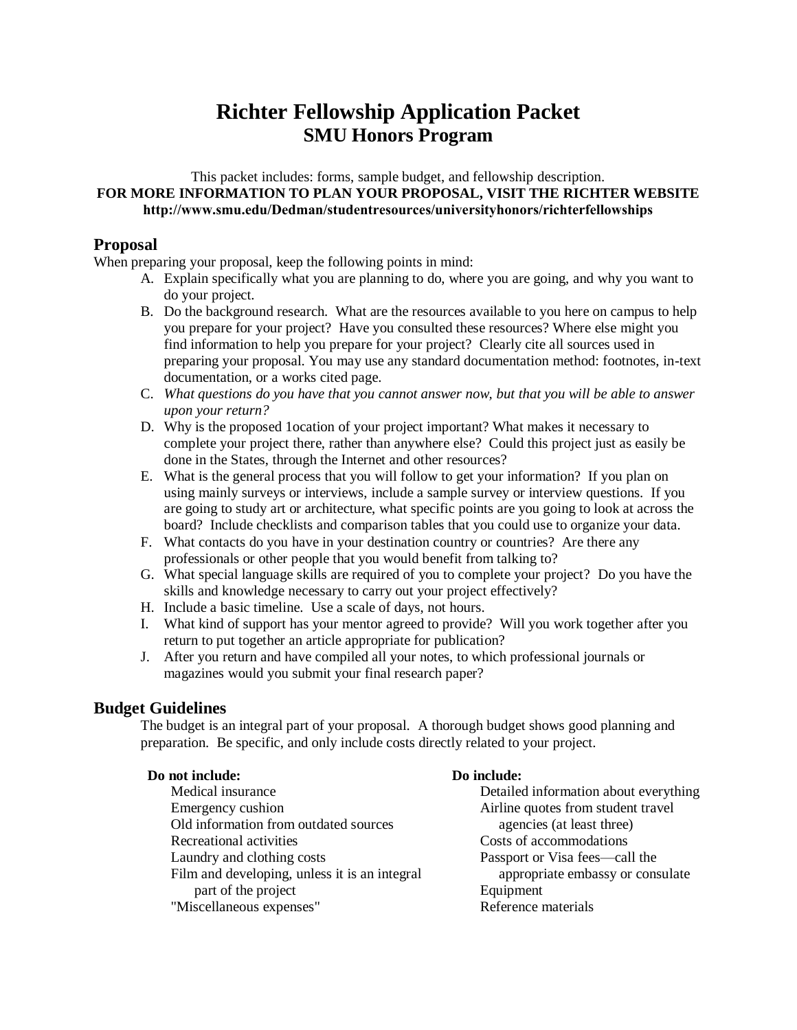# Richter Fellowship Application Packet
## SMU Honors Program

This packet includes: forms, sample budget, and fellowship description.

**FOR MORE INFORMATION TO PLAN YOUR PROPOSAL, VISIT THE RICHTER WEBSITE**
**http://www.smu.edu/Dedman/studentresources/universityhonors/richterfellowships**

## Proposal

When preparing your proposal, keep the following points in mind:

A. Explain specifically what you are planning to do, where you are going, and why you want to do your project.
B. Do the background research. What are the resources available to you here on campus to help you prepare for your project? Have you consulted these resources? Where else might you find information to help you prepare for your project? Clearly cite all sources used in preparing your proposal. You may use any standard documentation method: footnotes, in-text documentation, or a works cited page.
C. *What questions do you have that you cannot answer now, but that you will be able to answer upon your return?*
D. Why is the proposed 1ocation of your project important? What makes it necessary to complete your project there, rather than anywhere else? Could this project just as easily be done in the States, through the Internet and other resources?
E. What is the general process that you will follow to get your information? If you plan on using mainly surveys or interviews, include a sample survey or interview questions. If you are going to study art or architecture, what specific points are you going to look at across the board? Include checklists and comparison tables that you could use to organize your data.
F. What contacts do you have in your destination country or countries? Are there any professionals or other people that you would benefit from talking to?
G. What special language skills are required of you to complete your project? Do you have the skills and knowledge necessary to carry out your project effectively?
H. Include a basic timeline. Use a scale of days, not hours.
I. What kind of support has your mentor agreed to provide? Will you work together after you return to put together an article appropriate for publication?
J. After you return and have compiled all your notes, to which professional journals or magazines would you submit your final research paper?

## Budget Guidelines

The budget is an integral part of your proposal. A thorough budget shows good planning and preparation. Be specific, and only include costs directly related to your project.

**Do not include:**

- Medical insurance
- Emergency cushion
- Old information from outdated sources
- Recreational activities
- Laundry and clothing costs
- Film and developing, unless it is an integral part of the project
- "Miscellaneous expenses"

**Do include:**

- Detailed information about everything
- Airline quotes from student travel agencies (at least three)
- Costs of accommodations
- Passport or Visa fees—call the appropriate embassy or consulate
- Equipment
- Reference materials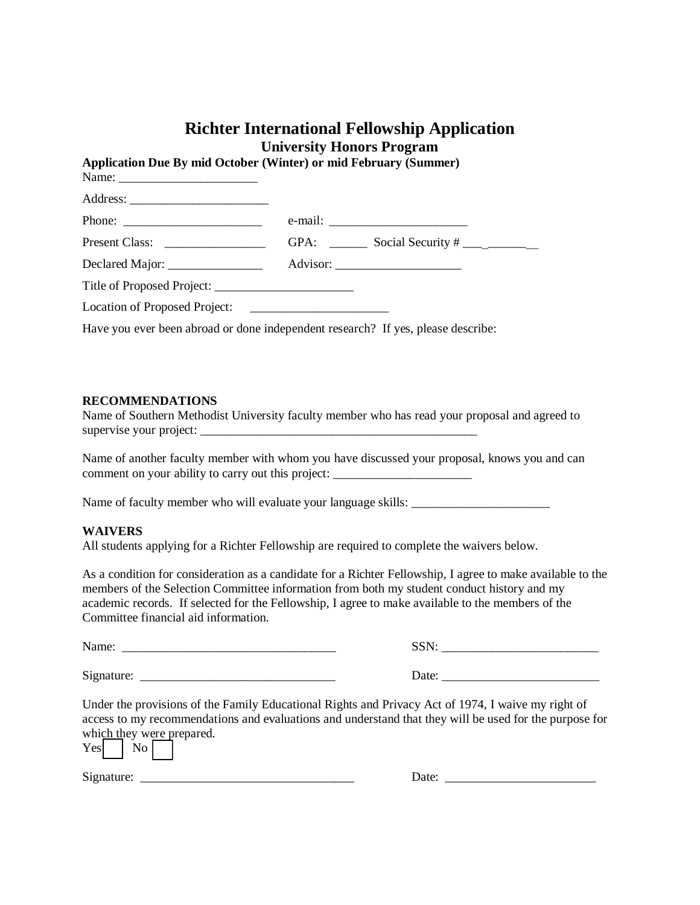# Richter International Fellowship Application

## University Honors Program

**Application Due By mid October (Winter) or mid February (Summer)**

Name: ______________________

Address: ______________________

Phone: ______________________ e-mail: ______________________

Present Class: ________________ GPA: ______ Social Security # ___-______-__

Declared Major: _______________ Advisor: ____________________

Title of Proposed Project: ______________________

Location of Proposed Project: ______________________

Have you ever been abroad or done independent research? If yes, please describe:

**RECOMMENDATIONS**

Name of Southern Methodist University faculty member who has read your proposal and agreed to supervise your project: ____________________________________________

Name of another faculty member with whom you have discussed your proposal, knows you and can comment on your ability to carry out this project: ______________________

Name of faculty member who will evaluate your language skills: ______________________

**WAIVERS**

All students applying for a Richter Fellowship are required to complete the waivers below.

As a condition for consideration as a candidate for a Richter Fellowship, I agree to make available to the members of the Selection Committee information from both my student conduct history and my academic records. If selected for the Fellowship, I agree to make available to the members of the Committee financial aid information.

Name: __________________________________ SSN: _________________________

Signature: _______________________________ Date: _________________________

Under the provisions of the Family Educational Rights and Privacy Act of 1974, I waive my right of access to my recommendations and evaluations and understand that they will be used for the purpose for which they were prepared.

Yes ☐ No ☐

Signature: __________________________________ Date: ________________________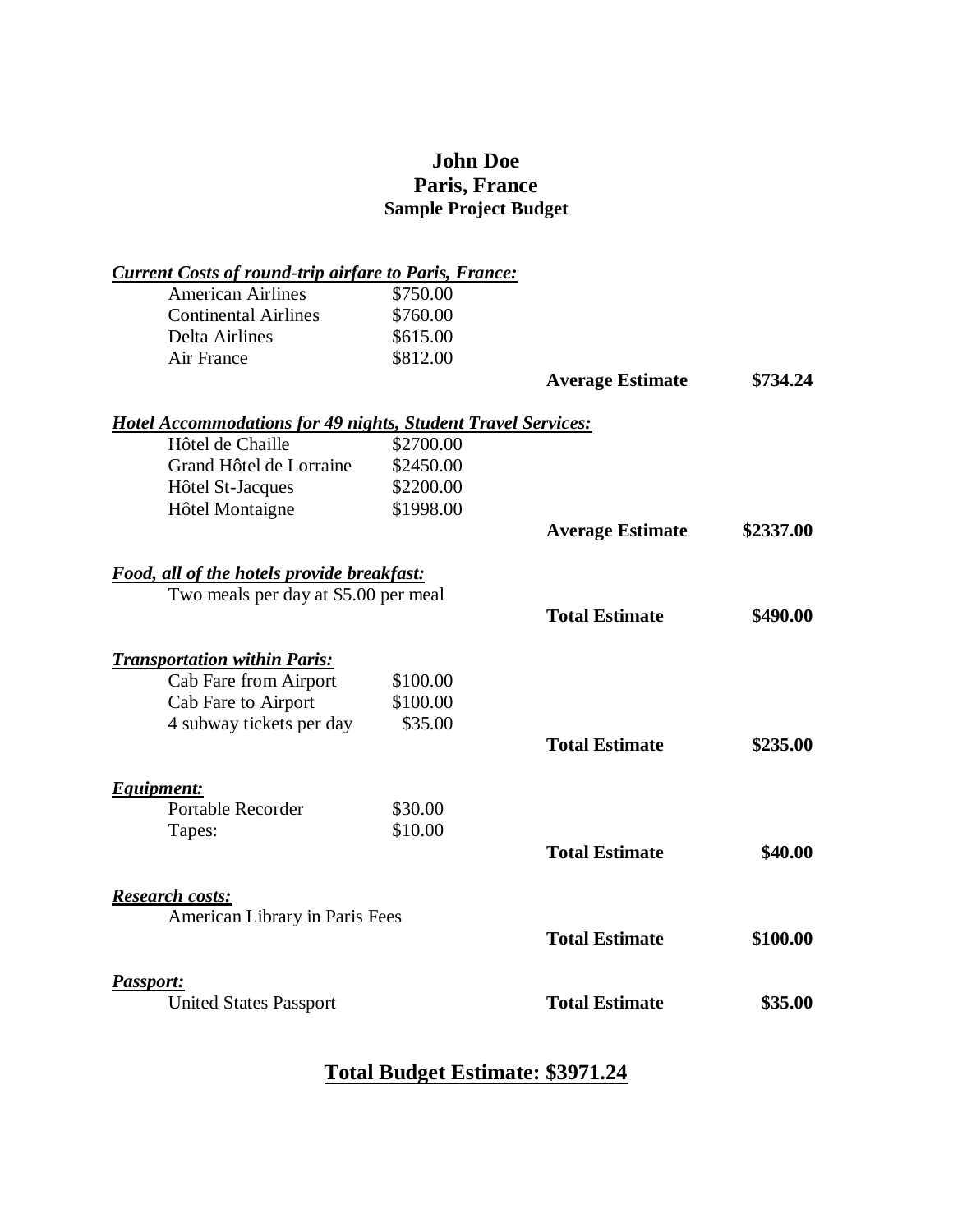# John Doe
## Paris, France
### Sample Project Budget

| | | | |
|---|---|---|---|
| ***Current Costs of round-trip airfare to Paris, France:*** | | | |
| American Airlines | $750.00 | | |
| Continental Airlines | $760.00 | | |
| Delta Airlines | $615.00 | | |
| Air France | $812.00 | | |
| | | **Average Estimate** | **$734.24** |
| ***Hotel Accommodations for 49 nights, Student Travel Services:*** | | | |
| Hôtel de Chaille | $2700.00 | | |
| Grand Hôtel de Lorraine | $2450.00 | | |
| Hôtel St-Jacques | $2200.00 | | |
| Hôtel Montaigne | $1998.00 | | |
| | | **Average Estimate** | **$2337.00** |
| ***Food, all of the hotels provide breakfast:*** | | | |
| Two meals per day at $5.00 per meal | | | |
| | | **Total Estimate** | **$490.00** |
| ***Transportation within Paris:*** | | | |
| Cab Fare from Airport | $100.00 | | |
| Cab Fare to Airport | $100.00 | | |
| 4 subway tickets per day | $35.00 | | |
| | | **Total Estimate** | **$235.00** |
| ***Equipment:*** | | | |
| Portable Recorder | $30.00 | | |
| Tapes: | $10.00 | | |
| | | **Total Estimate** | **$40.00** |
| ***Research costs:*** | | | |
| American Library in Paris Fees | | | |
| | | **Total Estimate** | **$100.00** |
| ***Passport:*** | | | |
| United States Passport | | **Total Estimate** | **$35.00** |

## Total Budget Estimate: $3971.24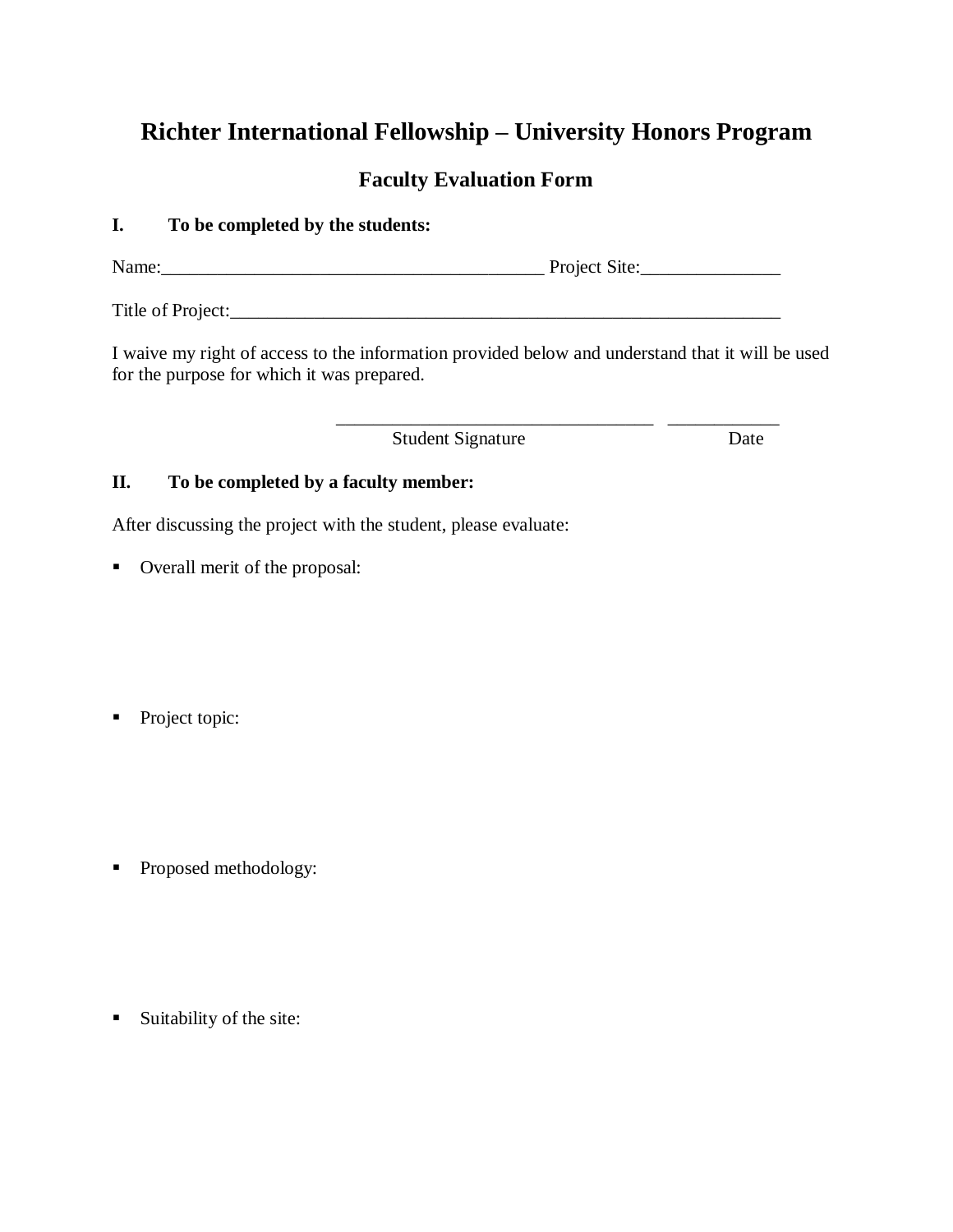# Richter International Fellowship – University Honors Program

## Faculty Evaluation Form

**I. To be completed by the students:**

Name:________________________________________ Project Site:_______________

Title of Project:_____________________________________________________________

I waive my right of access to the information provided below and understand that it will be used for the purpose for which it was prepared.

_________________________________ ____________
Student Signature Date

**II. To be completed by a faculty member:**

After discussing the project with the student, please evaluate:

- Overall merit of the proposal:

- Project topic:

- Proposed methodology:

- Suitability of the site: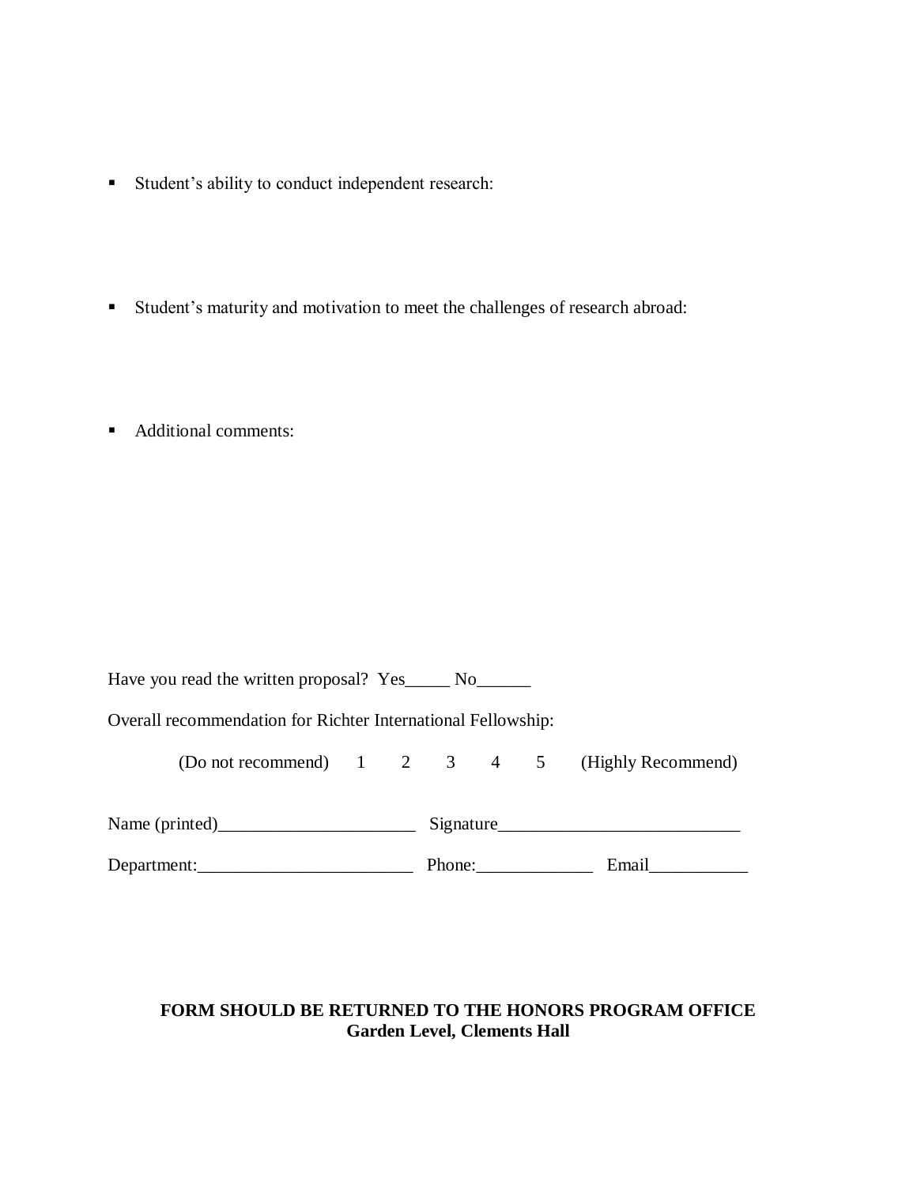- Student's ability to conduct independent research:

- Student's maturity and motivation to meet the challenges of research abroad:

- Additional comments:

Have you read the written proposal? Yes_____ No______

Overall recommendation for Richter International Fellowship:

(Do not recommend) 1 2 3 4 5 (Highly Recommend)

Name (printed)______________________ Signature___________________________

Department:________________________ Phone:_____________ Email___________

**FORM SHOULD BE RETURNED TO THE HONORS PROGRAM OFFICE**
**Garden Level, Clements Hall**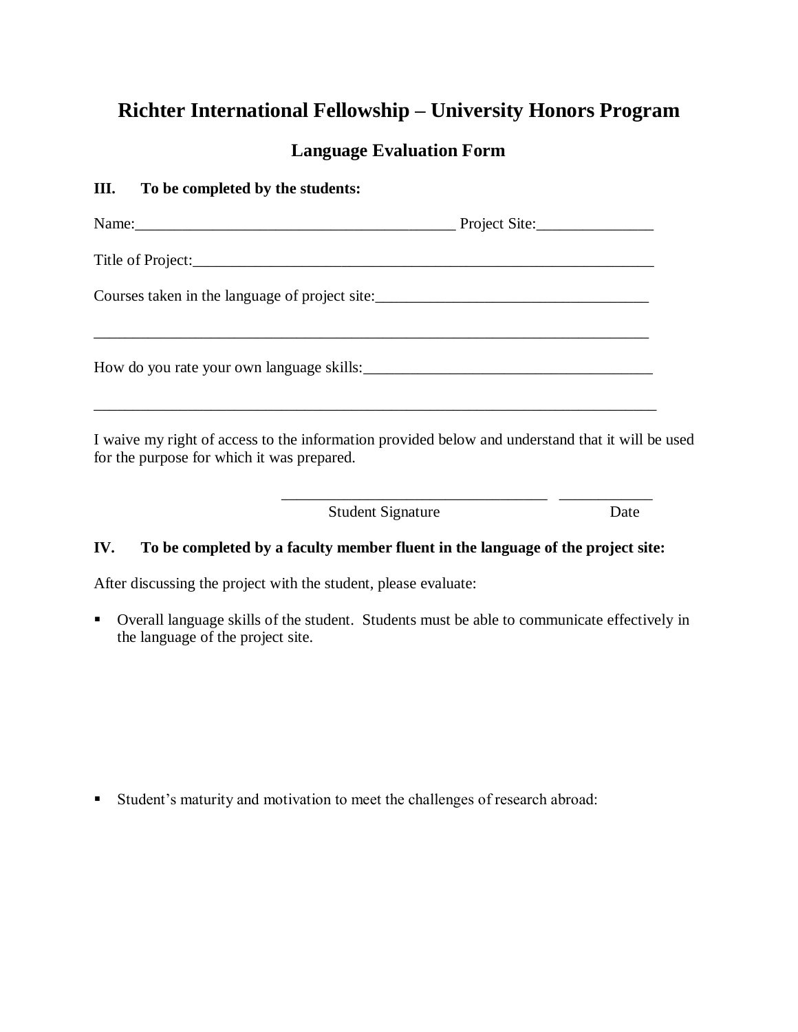# Richter International Fellowship – University Honors Program

## Language Evaluation Form

**III. To be completed by the students:**

Name:________________________________________ Project Site:_______________

Title of Project:_____________________________________________________________

Courses taken in the language of project site:___________________________________

__________________________________________________________________________

How do you rate your own language skills:_____________________________________

__________________________________________________________________________

I waive my right of access to the information provided below and understand that it will be used for the purpose for which it was prepared.

__________________________________ ____________
Student Signature Date

**IV. To be completed by a faculty member fluent in the language of the project site:**

After discussing the project with the student, please evaluate:

- Overall language skills of the student. Students must be able to communicate effectively in the language of the project site.

- Student's maturity and motivation to meet the challenges of research abroad: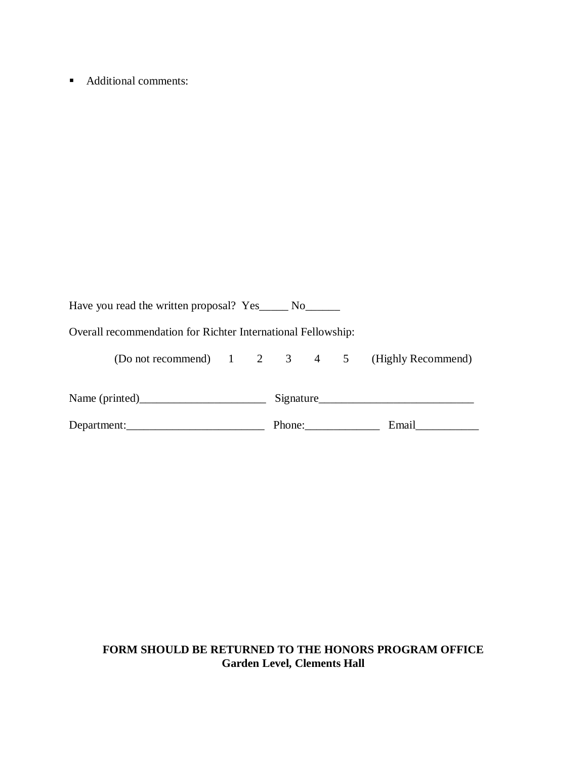- Additional comments:

Have you read the written proposal?  Yes_____ No______

Overall recommendation for Richter International Fellowship:

(Do not recommend)   1   2   3   4   5   (Highly Recommend)

Name (printed)______________________  Signature__________________________

Department:________________________  Phone:_____________  Email___________

**FORM SHOULD BE RETURNED TO THE HONORS PROGRAM OFFICE**
**Garden Level, Clements Hall**